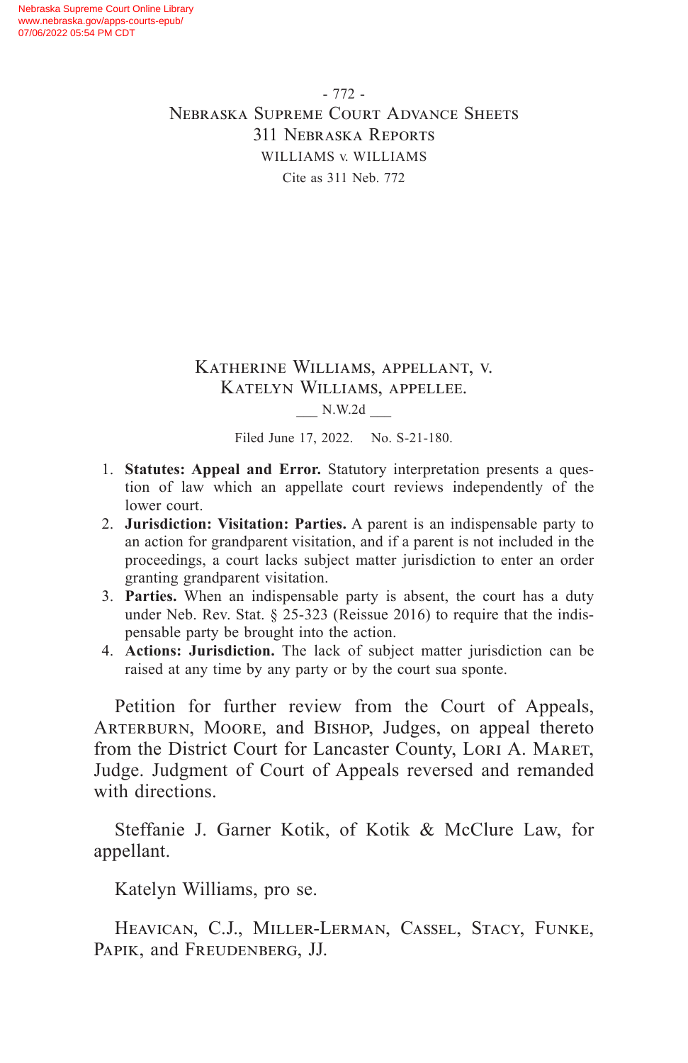# Katherine Williams, appellant, v. Katelyn Williams, appellee.

___ N.W.2d ___

Filed June 17, 2022. No. S-21-180.

1. **Statutes: Appeal and Error.** Statutory interpretation presents a question of law which an appellate court reviews independently of the lower court.
2. **Jurisdiction: Visitation: Parties.** A parent is an indispensable party to an action for grandparent visitation, and if a parent is not included in the proceedings, a court lacks subject matter jurisdiction to enter an order granting grandparent visitation.
3. **Parties.** When an indispensable party is absent, the court has a duty under Neb. Rev. Stat. § 25-323 (Reissue 2016) to require that the indispensable party be brought into the action.
4. **Actions: Jurisdiction.** The lack of subject matter jurisdiction can be raised at any time by any party or by the court sua sponte.

Petition for further review from the Court of Appeals, Arterburn, Moore, and Bishop, Judges, on appeal thereto from the District Court for Lancaster County, Lori A. Maret, Judge. Judgment of Court of Appeals reversed and remanded with directions.

Steffanie J. Garner Kotik, of Kotik & McClure Law, for appellant.

Katelyn Williams, pro se.

Heavican, C.J., Miller-Lerman, Cassel, Stacy, Funke, Papik, and Freudenberg, JJ.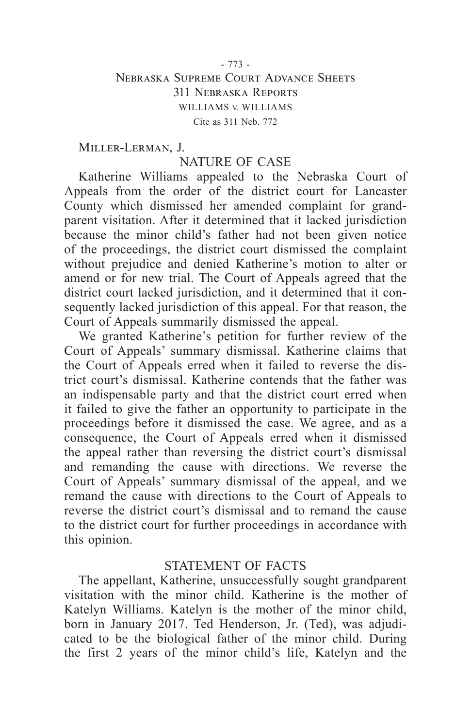Miller-Lerman, J.

## NATURE OF CASE

Katherine Williams appealed to the Nebraska Court of Appeals from the order of the district court for Lancaster County which dismissed her amended complaint for grandparent visitation. After it determined that it lacked jurisdiction because the minor child's father had not been given notice of the proceedings, the district court dismissed the complaint without prejudice and denied Katherine's motion to alter or amend or for new trial. The Court of Appeals agreed that the district court lacked jurisdiction, and it determined that it consequently lacked jurisdiction of this appeal. For that reason, the Court of Appeals summarily dismissed the appeal.

We granted Katherine's petition for further review of the Court of Appeals' summary dismissal. Katherine claims that the Court of Appeals erred when it failed to reverse the district court's dismissal. Katherine contends that the father was an indispensable party and that the district court erred when it failed to give the father an opportunity to participate in the proceedings before it dismissed the case. We agree, and as a consequence, the Court of Appeals erred when it dismissed the appeal rather than reversing the district court's dismissal and remanding the cause with directions. We reverse the Court of Appeals' summary dismissal of the appeal, and we remand the cause with directions to the Court of Appeals to reverse the district court's dismissal and to remand the cause to the district court for further proceedings in accordance with this opinion.

## STATEMENT OF FACTS

The appellant, Katherine, unsuccessfully sought grandparent visitation with the minor child. Katherine is the mother of Katelyn Williams. Katelyn is the mother of the minor child, born in January 2017. Ted Henderson, Jr. (Ted), was adjudicated to be the biological father of the minor child. During the first 2 years of the minor child's life, Katelyn and the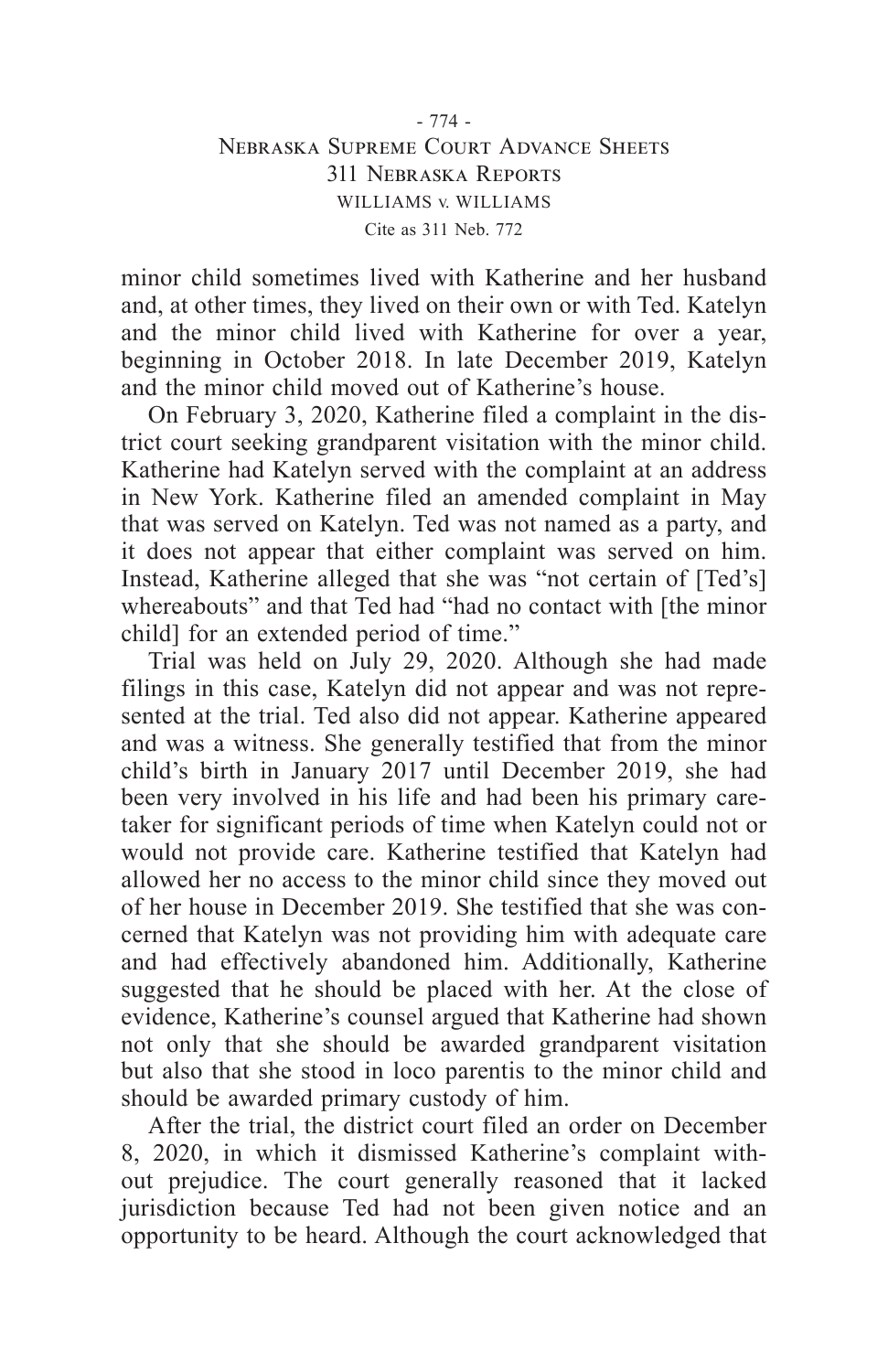minor child sometimes lived with Katherine and her husband and, at other times, they lived on their own or with Ted. Katelyn and the minor child lived with Katherine for over a year, beginning in October 2018. In late December 2019, Katelyn and the minor child moved out of Katherine's house.

On February 3, 2020, Katherine filed a complaint in the district court seeking grandparent visitation with the minor child. Katherine had Katelyn served with the complaint at an address in New York. Katherine filed an amended complaint in May that was served on Katelyn. Ted was not named as a party, and it does not appear that either complaint was served on him. Instead, Katherine alleged that she was "not certain of [Ted's] whereabouts" and that Ted had "had no contact with [the minor child] for an extended period of time."

Trial was held on July 29, 2020. Although she had made filings in this case, Katelyn did not appear and was not represented at the trial. Ted also did not appear. Katherine appeared and was a witness. She generally testified that from the minor child's birth in January 2017 until December 2019, she had been very involved in his life and had been his primary caretaker for significant periods of time when Katelyn could not or would not provide care. Katherine testified that Katelyn had allowed her no access to the minor child since they moved out of her house in December 2019. She testified that she was concerned that Katelyn was not providing him with adequate care and had effectively abandoned him. Additionally, Katherine suggested that he should be placed with her. At the close of evidence, Katherine's counsel argued that Katherine had shown not only that she should be awarded grandparent visitation but also that she stood in loco parentis to the minor child and should be awarded primary custody of him.

After the trial, the district court filed an order on December 8, 2020, in which it dismissed Katherine's complaint without prejudice. The court generally reasoned that it lacked jurisdiction because Ted had not been given notice and an opportunity to be heard. Although the court acknowledged that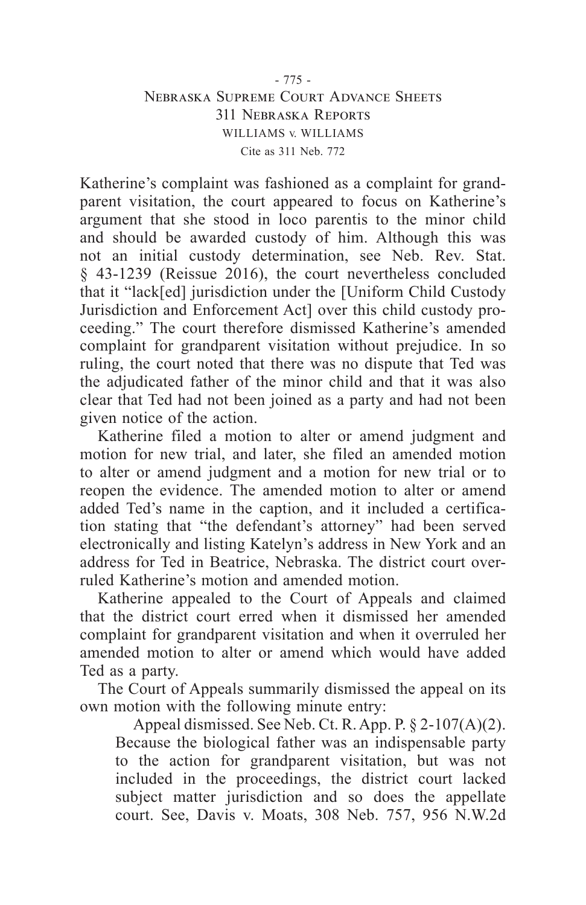Katherine's complaint was fashioned as a complaint for grandparent visitation, the court appeared to focus on Katherine's argument that she stood in loco parentis to the minor child and should be awarded custody of him. Although this was not an initial custody determination, see Neb. Rev. Stat. § 43-1239 (Reissue 2016), the court nevertheless concluded that it "lack[ed] jurisdiction under the [Uniform Child Custody Jurisdiction and Enforcement Act] over this child custody proceeding." The court therefore dismissed Katherine's amended complaint for grandparent visitation without prejudice. In so ruling, the court noted that there was no dispute that Ted was the adjudicated father of the minor child and that it was also clear that Ted had not been joined as a party and had not been given notice of the action.

Katherine filed a motion to alter or amend judgment and motion for new trial, and later, she filed an amended motion to alter or amend judgment and a motion for new trial or to reopen the evidence. The amended motion to alter or amend added Ted's name in the caption, and it included a certification stating that "the defendant's attorney" had been served electronically and listing Katelyn's address in New York and an address for Ted in Beatrice, Nebraska. The district court overruled Katherine's motion and amended motion.

Katherine appealed to the Court of Appeals and claimed that the district court erred when it dismissed her amended complaint for grandparent visitation and when it overruled her amended motion to alter or amend which would have added Ted as a party.

The Court of Appeals summarily dismissed the appeal on its own motion with the following minute entry:

> Appeal dismissed. See Neb. Ct. R. App. P. § 2-107(A)(2). Because the biological father was an indispensable party to the action for grandparent visitation, but was not included in the proceedings, the district court lacked subject matter jurisdiction and so does the appellate court. See, Davis v. Moats, 308 Neb. 757, 956 N.W.2d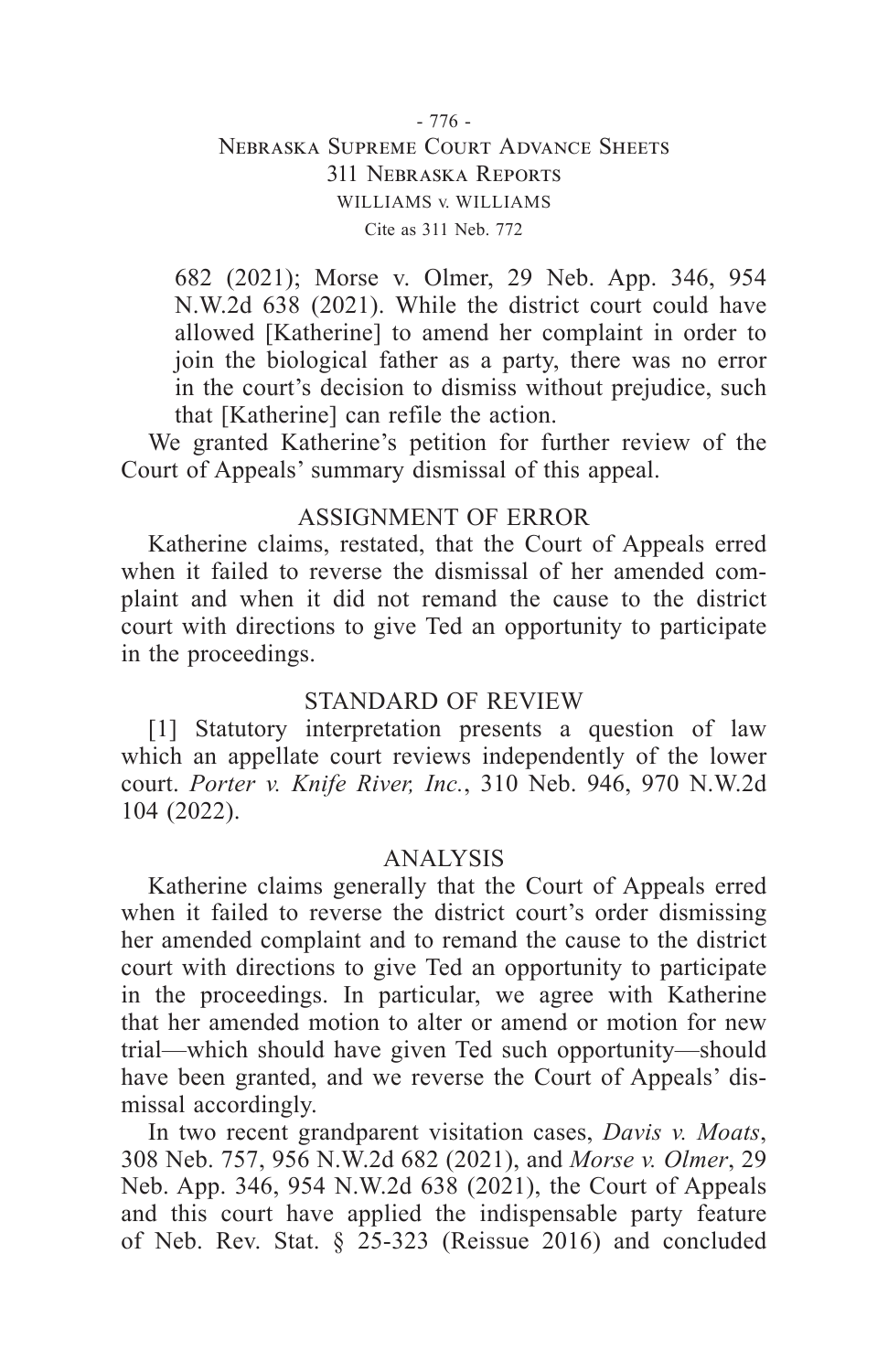682 (2021); Morse v. Olmer, 29 Neb. App. 346, 954 N.W.2d 638 (2021). While the district court could have allowed [Katherine] to amend her complaint in order to join the biological father as a party, there was no error in the court's decision to dismiss without prejudice, such that [Katherine] can refile the action.

We granted Katherine's petition for further review of the Court of Appeals' summary dismissal of this appeal.

## ASSIGNMENT OF ERROR

Katherine claims, restated, that the Court of Appeals erred when it failed to reverse the dismissal of her amended complaint and when it did not remand the cause to the district court with directions to give Ted an opportunity to participate in the proceedings.

## STANDARD OF REVIEW

[1] Statutory interpretation presents a question of law which an appellate court reviews independently of the lower court. *Porter v. Knife River, Inc.*, 310 Neb. 946, 970 N.W.2d 104 (2022).

## ANALYSIS

Katherine claims generally that the Court of Appeals erred when it failed to reverse the district court's order dismissing her amended complaint and to remand the cause to the district court with directions to give Ted an opportunity to participate in the proceedings. In particular, we agree with Katherine that her amended motion to alter or amend or motion for new trial—which should have given Ted such opportunity—should have been granted, and we reverse the Court of Appeals' dismissal accordingly.

In two recent grandparent visitation cases, *Davis v. Moats*, 308 Neb. 757, 956 N.W.2d 682 (2021), and *Morse v. Olmer*, 29 Neb. App. 346, 954 N.W.2d 638 (2021), the Court of Appeals and this court have applied the indispensable party feature of Neb. Rev. Stat. § 25-323 (Reissue 2016) and concluded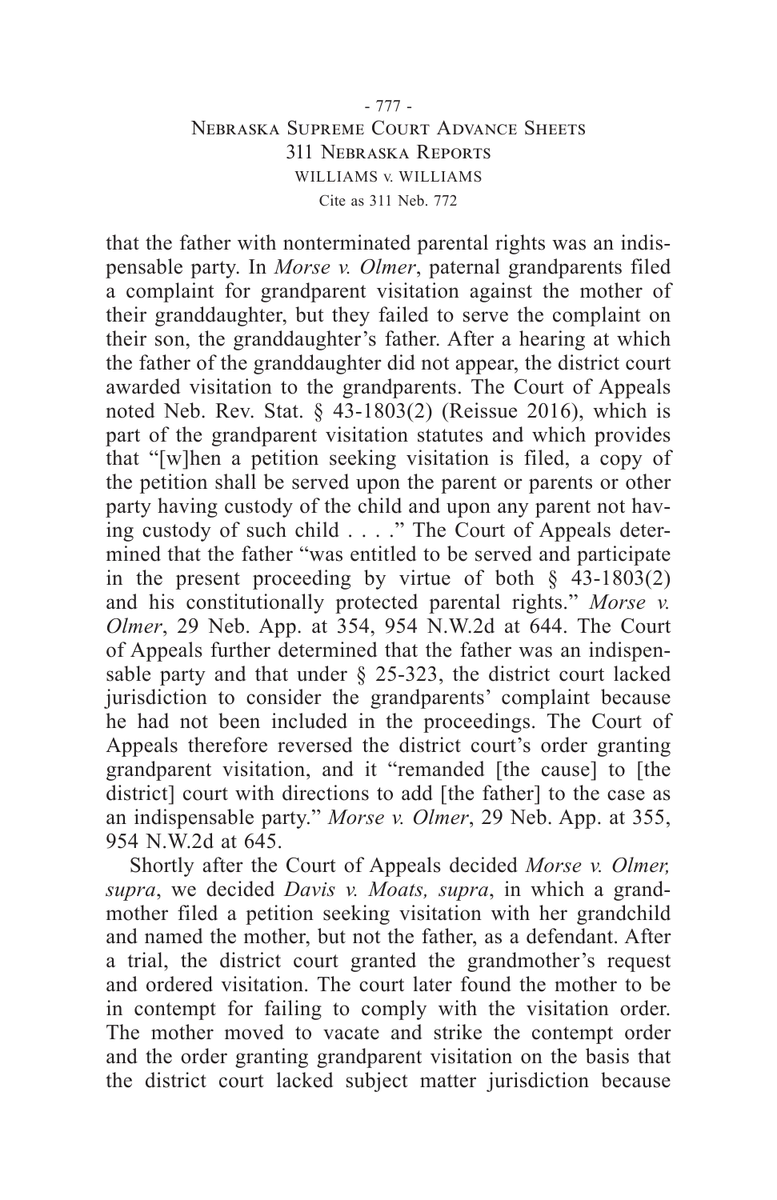that the father with nonterminated parental rights was an indispensable party. In *Morse v. Olmer*, paternal grandparents filed a complaint for grandparent visitation against the mother of their granddaughter, but they failed to serve the complaint on their son, the granddaughter's father. After a hearing at which the father of the granddaughter did not appear, the district court awarded visitation to the grandparents. The Court of Appeals noted Neb. Rev. Stat. § 43-1803(2) (Reissue 2016), which is part of the grandparent visitation statutes and which provides that "[w]hen a petition seeking visitation is filed, a copy of the petition shall be served upon the parent or parents or other party having custody of the child and upon any parent not having custody of such child . . . ." The Court of Appeals determined that the father "was entitled to be served and participate in the present proceeding by virtue of both § 43-1803(2) and his constitutionally protected parental rights." *Morse v. Olmer*, 29 Neb. App. at 354, 954 N.W.2d at 644. The Court of Appeals further determined that the father was an indispensable party and that under § 25-323, the district court lacked jurisdiction to consider the grandparents' complaint because he had not been included in the proceedings. The Court of Appeals therefore reversed the district court's order granting grandparent visitation, and it "remanded [the cause] to [the district] court with directions to add [the father] to the case as an indispensable party." *Morse v. Olmer*, 29 Neb. App. at 355, 954 N.W.2d at 645.

Shortly after the Court of Appeals decided *Morse v. Olmer, supra*, we decided *Davis v. Moats, supra*, in which a grandmother filed a petition seeking visitation with her grandchild and named the mother, but not the father, as a defendant. After a trial, the district court granted the grandmother's request and ordered visitation. The court later found the mother to be in contempt for failing to comply with the visitation order. The mother moved to vacate and strike the contempt order and the order granting grandparent visitation on the basis that the district court lacked subject matter jurisdiction because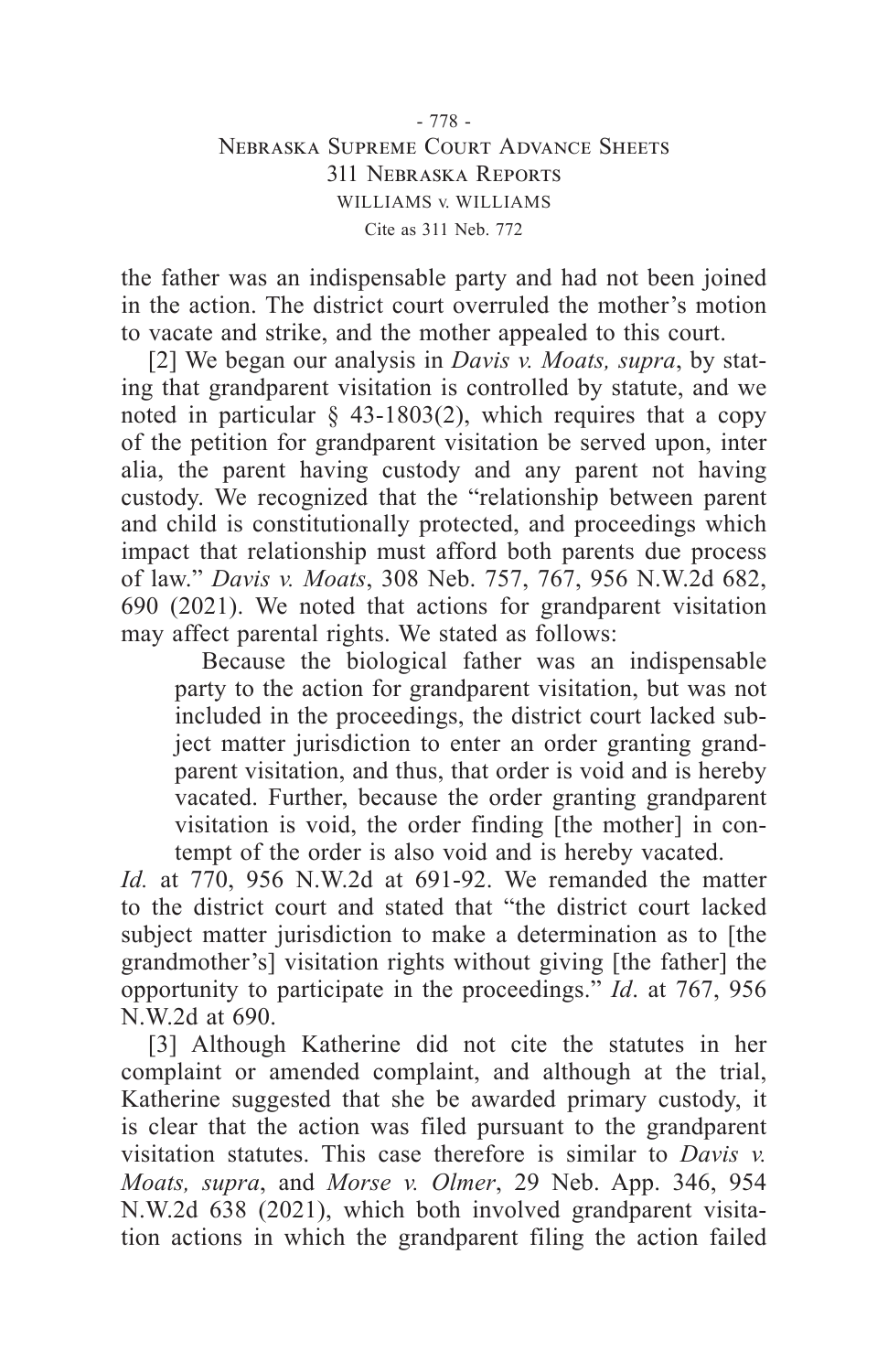the father was an indispensable party and had not been joined in the action. The district court overruled the mother's motion to vacate and strike, and the mother appealed to this court.

[2] We began our analysis in *Davis v. Moats, supra*, by stating that grandparent visitation is controlled by statute, and we noted in particular § 43-1803(2), which requires that a copy of the petition for grandparent visitation be served upon, inter alia, the parent having custody and any parent not having custody. We recognized that the "relationship between parent and child is constitutionally protected, and proceedings which impact that relationship must afford both parents due process of law." *Davis v. Moats*, 308 Neb. 757, 767, 956 N.W.2d 682, 690 (2021). We noted that actions for grandparent visitation may affect parental rights. We stated as follows:

> Because the biological father was an indispensable party to the action for grandparent visitation, but was not included in the proceedings, the district court lacked subject matter jurisdiction to enter an order granting grandparent visitation, and thus, that order is void and is hereby vacated. Further, because the order granting grandparent visitation is void, the order finding [the mother] in contempt of the order is also void and is hereby vacated.

*Id.* at 770, 956 N.W.2d at 691-92. We remanded the matter to the district court and stated that "the district court lacked subject matter jurisdiction to make a determination as to [the grandmother's] visitation rights without giving [the father] the opportunity to participate in the proceedings." *Id*. at 767, 956 N.W.2d at 690.

[3] Although Katherine did not cite the statutes in her complaint or amended complaint, and although at the trial, Katherine suggested that she be awarded primary custody, it is clear that the action was filed pursuant to the grandparent visitation statutes. This case therefore is similar to *Davis v. Moats, supra*, and *Morse v. Olmer*, 29 Neb. App. 346, 954 N.W.2d 638 (2021), which both involved grandparent visitation actions in which the grandparent filing the action failed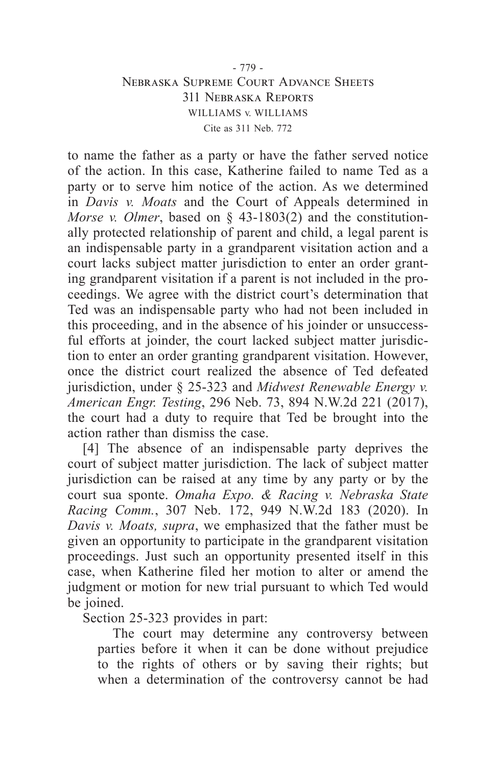to name the father as a party or have the father served notice of the action. In this case, Katherine failed to name Ted as a party or to serve him notice of the action. As we determined in *Davis v. Moats* and the Court of Appeals determined in *Morse v. Olmer*, based on § 43-1803(2) and the constitutionally protected relationship of parent and child, a legal parent is an indispensable party in a grandparent visitation action and a court lacks subject matter jurisdiction to enter an order granting grandparent visitation if a parent is not included in the proceedings. We agree with the district court's determination that Ted was an indispensable party who had not been included in this proceeding, and in the absence of his joinder or unsuccessful efforts at joinder, the court lacked subject matter jurisdiction to enter an order granting grandparent visitation. However, once the district court realized the absence of Ted defeated jurisdiction, under § 25-323 and *Midwest Renewable Energy v. American Engr. Testing*, 296 Neb. 73, 894 N.W.2d 221 (2017), the court had a duty to require that Ted be brought into the action rather than dismiss the case.

[4] The absence of an indispensable party deprives the court of subject matter jurisdiction. The lack of subject matter jurisdiction can be raised at any time by any party or by the court sua sponte. *Omaha Expo. & Racing v. Nebraska State Racing Comm.*, 307 Neb. 172, 949 N.W.2d 183 (2020). In *Davis v. Moats, supra*, we emphasized that the father must be given an opportunity to participate in the grandparent visitation proceedings. Just such an opportunity presented itself in this case, when Katherine filed her motion to alter or amend the judgment or motion for new trial pursuant to which Ted would be joined.

Section 25-323 provides in part:

> The court may determine any controversy between parties before it when it can be done without prejudice to the rights of others or by saving their rights; but when a determination of the controversy cannot be had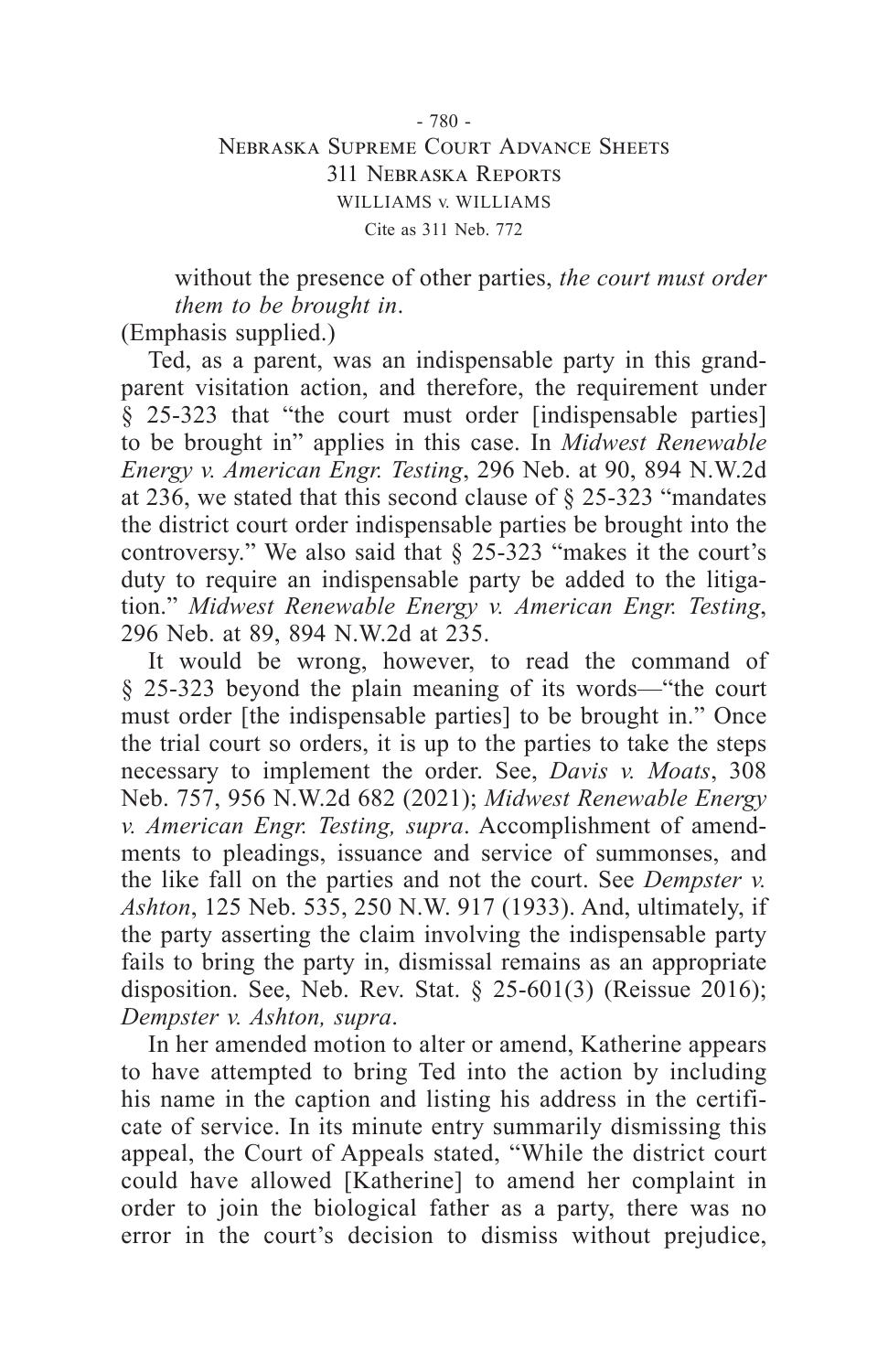without the presence of other parties, *the court must order them to be brought in*.

(Emphasis supplied.)

Ted, as a parent, was an indispensable party in this grandparent visitation action, and therefore, the requirement under § 25-323 that "the court must order [indispensable parties] to be brought in" applies in this case. In *Midwest Renewable Energy v. American Engr. Testing*, 296 Neb. at 90, 894 N.W.2d at 236, we stated that this second clause of § 25-323 "mandates the district court order indispensable parties be brought into the controversy." We also said that § 25-323 "makes it the court's duty to require an indispensable party be added to the litigation." *Midwest Renewable Energy v. American Engr. Testing*, 296 Neb. at 89, 894 N.W.2d at 235.

It would be wrong, however, to read the command of § 25-323 beyond the plain meaning of its words—"the court must order [the indispensable parties] to be brought in." Once the trial court so orders, it is up to the parties to take the steps necessary to implement the order. See, *Davis v. Moats*, 308 Neb. 757, 956 N.W.2d 682 (2021); *Midwest Renewable Energy v. American Engr. Testing, supra*. Accomplishment of amendments to pleadings, issuance and service of summonses, and the like fall on the parties and not the court. See *Dempster v. Ashton*, 125 Neb. 535, 250 N.W. 917 (1933). And, ultimately, if the party asserting the claim involving the indispensable party fails to bring the party in, dismissal remains as an appropriate disposition. See, Neb. Rev. Stat. § 25-601(3) (Reissue 2016); *Dempster v. Ashton, supra*.

In her amended motion to alter or amend, Katherine appears to have attempted to bring Ted into the action by including his name in the caption and listing his address in the certificate of service. In its minute entry summarily dismissing this appeal, the Court of Appeals stated, "While the district court could have allowed [Katherine] to amend her complaint in order to join the biological father as a party, there was no error in the court's decision to dismiss without prejudice,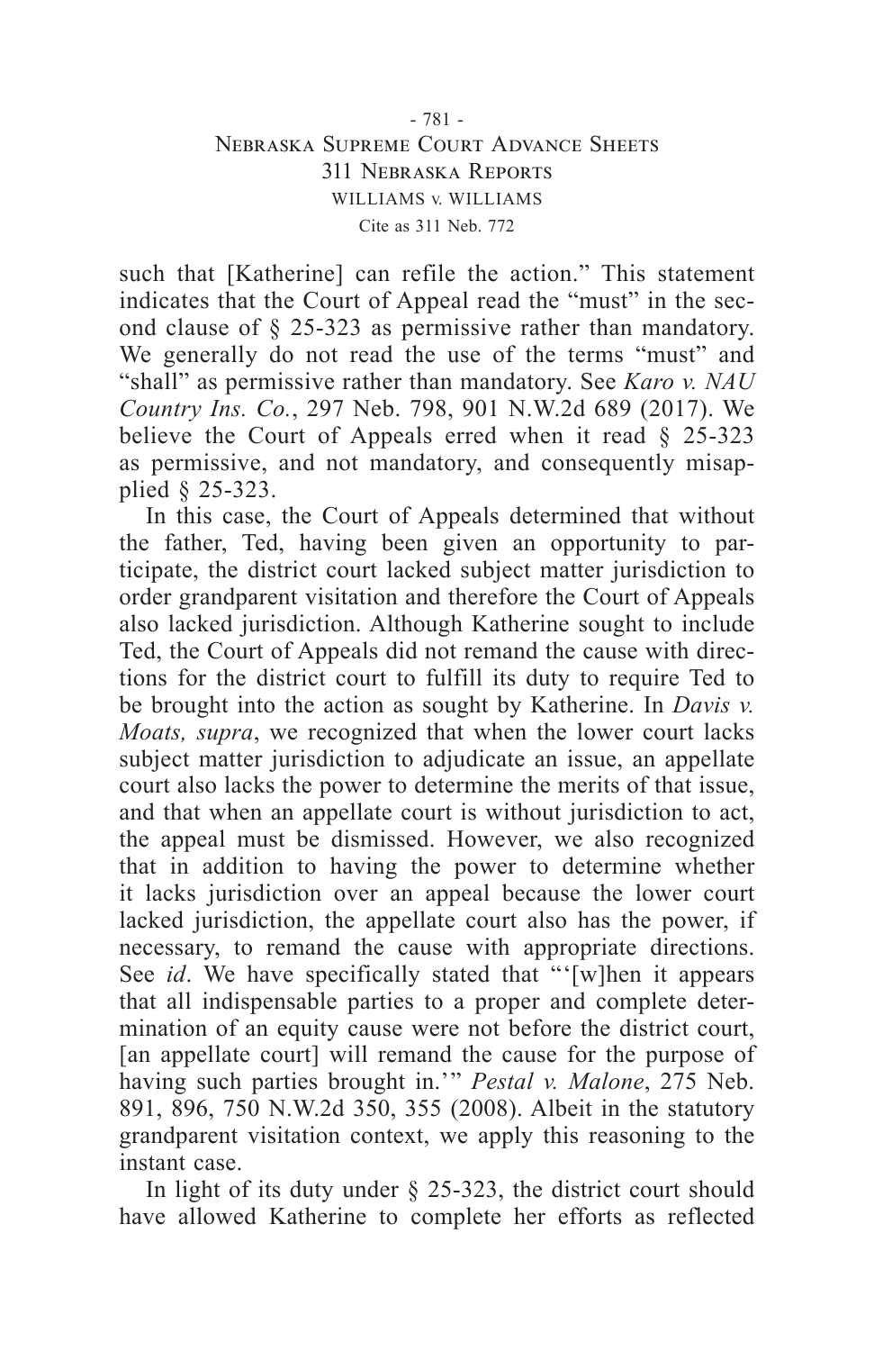such that [Katherine] can refile the action." This statement indicates that the Court of Appeal read the "must" in the second clause of § 25-323 as permissive rather than mandatory. We generally do not read the use of the terms "must" and "shall" as permissive rather than mandatory. See *Karo v. NAU Country Ins. Co.*, 297 Neb. 798, 901 N.W.2d 689 (2017). We believe the Court of Appeals erred when it read § 25-323 as permissive, and not mandatory, and consequently misapplied § 25-323.

In this case, the Court of Appeals determined that without the father, Ted, having been given an opportunity to participate, the district court lacked subject matter jurisdiction to order grandparent visitation and therefore the Court of Appeals also lacked jurisdiction. Although Katherine sought to include Ted, the Court of Appeals did not remand the cause with directions for the district court to fulfill its duty to require Ted to be brought into the action as sought by Katherine. In *Davis v. Moats, supra*, we recognized that when the lower court lacks subject matter jurisdiction to adjudicate an issue, an appellate court also lacks the power to determine the merits of that issue, and that when an appellate court is without jurisdiction to act, the appeal must be dismissed. However, we also recognized that in addition to having the power to determine whether it lacks jurisdiction over an appeal because the lower court lacked jurisdiction, the appellate court also has the power, if necessary, to remand the cause with appropriate directions. See *id*. We have specifically stated that "'[w]hen it appears that all indispensable parties to a proper and complete determination of an equity cause were not before the district court, [an appellate court] will remand the cause for the purpose of having such parties brought in.'" *Pestal v. Malone*, 275 Neb. 891, 896, 750 N.W.2d 350, 355 (2008). Albeit in the statutory grandparent visitation context, we apply this reasoning to the instant case.

In light of its duty under § 25-323, the district court should have allowed Katherine to complete her efforts as reflected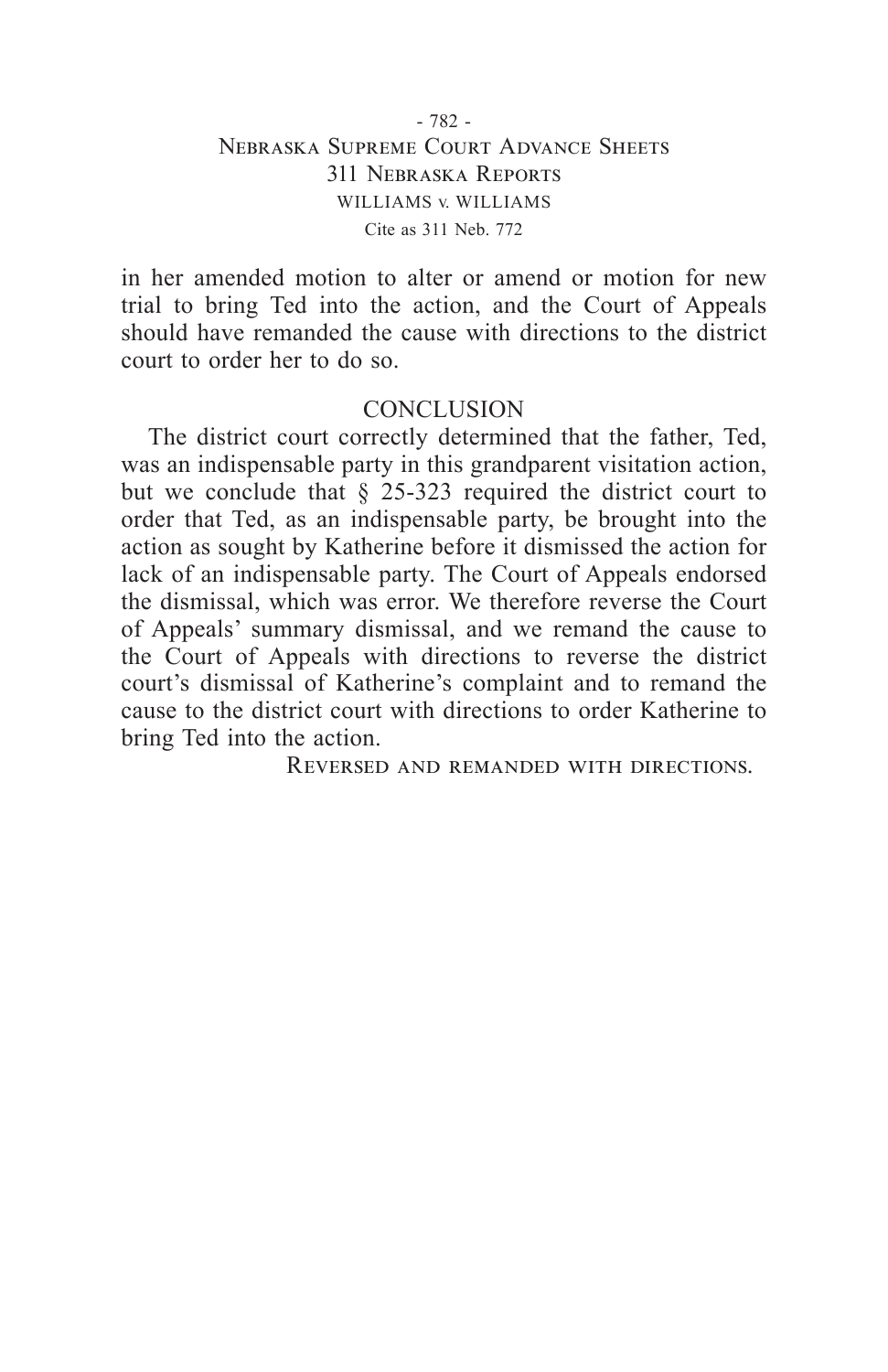in her amended motion to alter or amend or motion for new trial to bring Ted into the action, and the Court of Appeals should have remanded the cause with directions to the district court to order her to do so.

## CONCLUSION

The district court correctly determined that the father, Ted, was an indispensable party in this grandparent visitation action, but we conclude that § 25-323 required the district court to order that Ted, as an indispensable party, be brought into the action as sought by Katherine before it dismissed the action for lack of an indispensable party. The Court of Appeals endorsed the dismissal, which was error. We therefore reverse the Court of Appeals' summary dismissal, and we remand the cause to the Court of Appeals with directions to reverse the district court's dismissal of Katherine's complaint and to remand the cause to the district court with directions to order Katherine to bring Ted into the action.

Reversed and remanded with directions.